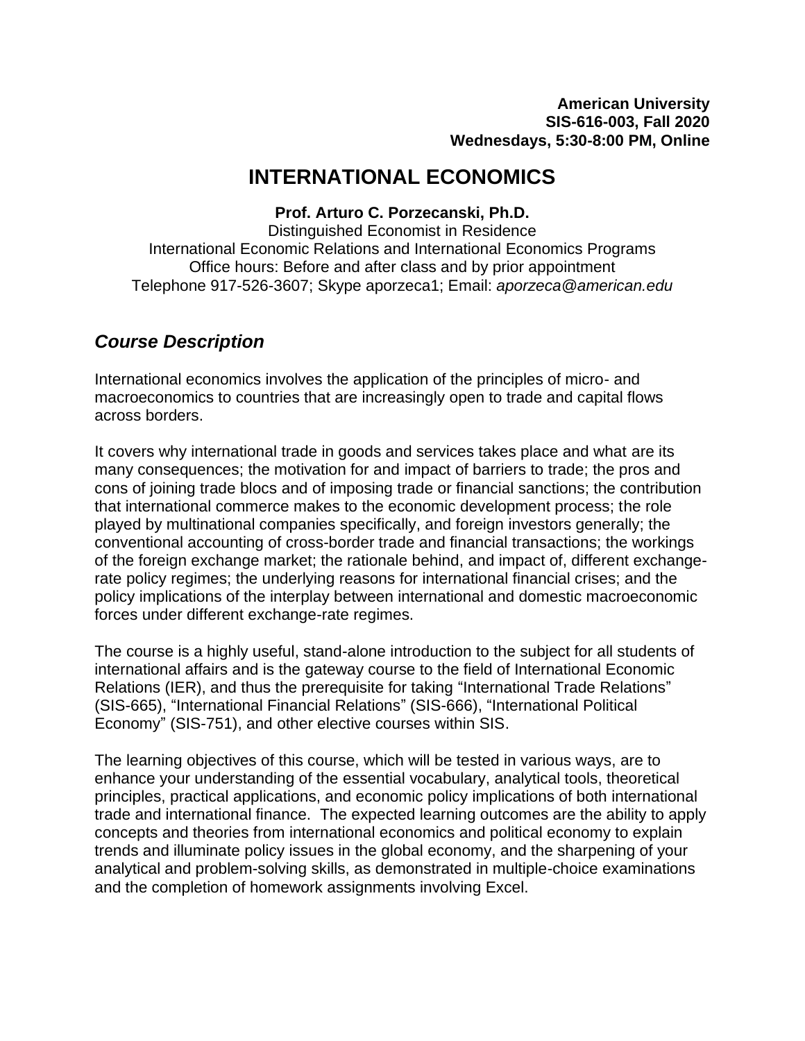**American University**
**SIS-616-003, Fall 2020**
**Wednesdays, 5:30-8:00 PM, Online**

# INTERNATIONAL ECONOMICS

**Prof. Arturo C. Porzecanski, Ph.D.**
Distinguished Economist in Residence
International Economic Relations and International Economics Programs
Office hours: Before and after class and by prior appointment
Telephone 917-526-3607; Skype aporzeca1; Email: *aporzeca@american.edu*

## *Course Description*

International economics involves the application of the principles of micro- and macroeconomics to countries that are increasingly open to trade and capital flows across borders.

It covers why international trade in goods and services takes place and what are its many consequences; the motivation for and impact of barriers to trade; the pros and cons of joining trade blocs and of imposing trade or financial sanctions; the contribution that international commerce makes to the economic development process; the role played by multinational companies specifically, and foreign investors generally; the conventional accounting of cross-border trade and financial transactions; the workings of the foreign exchange market; the rationale behind, and impact of, different exchange-rate policy regimes; the underlying reasons for international financial crises; and the policy implications of the interplay between international and domestic macroeconomic forces under different exchange-rate regimes.

The course is a highly useful, stand-alone introduction to the subject for all students of international affairs and is the gateway course to the field of International Economic Relations (IER), and thus the prerequisite for taking "International Trade Relations" (SIS-665), "International Financial Relations" (SIS-666), "International Political Economy" (SIS-751), and other elective courses within SIS.

The learning objectives of this course, which will be tested in various ways, are to enhance your understanding of the essential vocabulary, analytical tools, theoretical principles, practical applications, and economic policy implications of both international trade and international finance. The expected learning outcomes are the ability to apply concepts and theories from international economics and political economy to explain trends and illuminate policy issues in the global economy, and the sharpening of your analytical and problem-solving skills, as demonstrated in multiple-choice examinations and the completion of homework assignments involving Excel.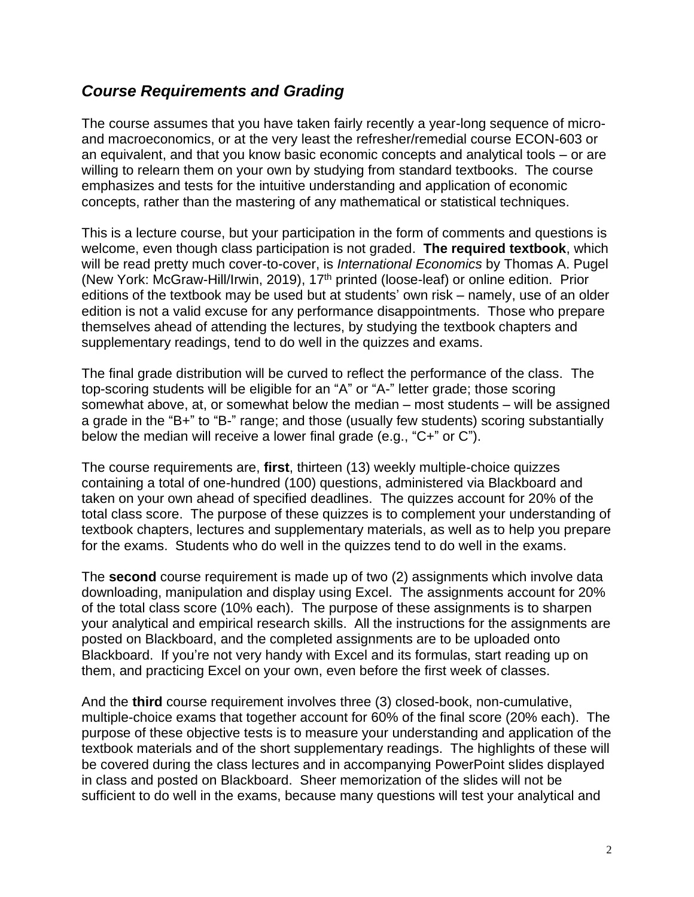## *Course Requirements and Grading*

The course assumes that you have taken fairly recently a year-long sequence of micro- and macroeconomics, or at the very least the refresher/remedial course ECON-603 or an equivalent, and that you know basic economic concepts and analytical tools – or are willing to relearn them on your own by studying from standard textbooks. The course emphasizes and tests for the intuitive understanding and application of economic concepts, rather than the mastering of any mathematical or statistical techniques.

This is a lecture course, but your participation in the form of comments and questions is welcome, even though class participation is not graded. **The required textbook**, which will be read pretty much cover-to-cover, is *International Economics* by Thomas A. Pugel (New York: McGraw-Hill/Irwin, 2019), 17th printed (loose-leaf) or online edition. Prior editions of the textbook may be used but at students' own risk – namely, use of an older edition is not a valid excuse for any performance disappointments. Those who prepare themselves ahead of attending the lectures, by studying the textbook chapters and supplementary readings, tend to do well in the quizzes and exams.

The final grade distribution will be curved to reflect the performance of the class. The top-scoring students will be eligible for an "A" or "A-" letter grade; those scoring somewhat above, at, or somewhat below the median – most students – will be assigned a grade in the "B+" to "B-" range; and those (usually few students) scoring substantially below the median will receive a lower final grade (e.g., "C+" or C").

The course requirements are, **first**, thirteen (13) weekly multiple-choice quizzes containing a total of one-hundred (100) questions, administered via Blackboard and taken on your own ahead of specified deadlines. The quizzes account for 20% of the total class score. The purpose of these quizzes is to complement your understanding of textbook chapters, lectures and supplementary materials, as well as to help you prepare for the exams. Students who do well in the quizzes tend to do well in the exams.

The **second** course requirement is made up of two (2) assignments which involve data downloading, manipulation and display using Excel. The assignments account for 20% of the total class score (10% each). The purpose of these assignments is to sharpen your analytical and empirical research skills. All the instructions for the assignments are posted on Blackboard, and the completed assignments are to be uploaded onto Blackboard. If you're not very handy with Excel and its formulas, start reading up on them, and practicing Excel on your own, even before the first week of classes.

And the **third** course requirement involves three (3) closed-book, non-cumulative, multiple-choice exams that together account for 60% of the final score (20% each). The purpose of these objective tests is to measure your understanding and application of the textbook materials and of the short supplementary readings. The highlights of these will be covered during the class lectures and in accompanying PowerPoint slides displayed in class and posted on Blackboard. Sheer memorization of the slides will not be sufficient to do well in the exams, because many questions will test your analytical and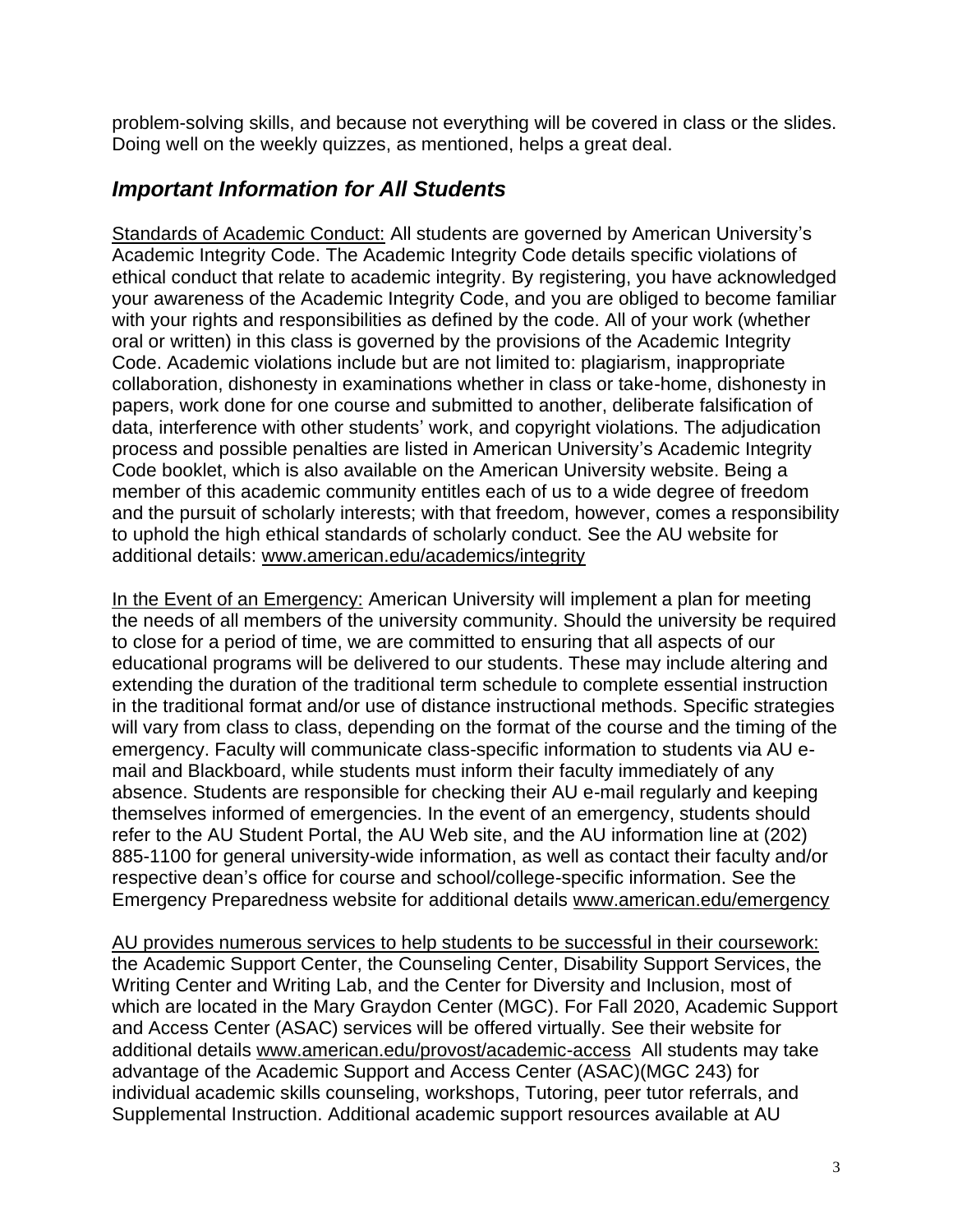problem-solving skills, and because not everything will be covered in class or the slides. Doing well on the weekly quizzes, as mentioned, helps a great deal.

## *Important Information for All Students*

Standards of Academic Conduct: All students are governed by American University's Academic Integrity Code. The Academic Integrity Code details specific violations of ethical conduct that relate to academic integrity. By registering, you have acknowledged your awareness of the Academic Integrity Code, and you are obliged to become familiar with your rights and responsibilities as defined by the code. All of your work (whether oral or written) in this class is governed by the provisions of the Academic Integrity Code. Academic violations include but are not limited to: plagiarism, inappropriate collaboration, dishonesty in examinations whether in class or take-home, dishonesty in papers, work done for one course and submitted to another, deliberate falsification of data, interference with other students' work, and copyright violations. The adjudication process and possible penalties are listed in American University's Academic Integrity Code booklet, which is also available on the American University website. Being a member of this academic community entitles each of us to a wide degree of freedom and the pursuit of scholarly interests; with that freedom, however, comes a responsibility to uphold the high ethical standards of scholarly conduct. See the AU website for additional details: www.american.edu/academics/integrity

In the Event of an Emergency: American University will implement a plan for meeting the needs of all members of the university community. Should the university be required to close for a period of time, we are committed to ensuring that all aspects of our educational programs will be delivered to our students. These may include altering and extending the duration of the traditional term schedule to complete essential instruction in the traditional format and/or use of distance instructional methods. Specific strategies will vary from class to class, depending on the format of the course and the timing of the emergency. Faculty will communicate class-specific information to students via AU e-mail and Blackboard, while students must inform their faculty immediately of any absence. Students are responsible for checking their AU e-mail regularly and keeping themselves informed of emergencies. In the event of an emergency, students should refer to the AU Student Portal, the AU Web site, and the AU information line at (202) 885-1100 for general university-wide information, as well as contact their faculty and/or respective dean's office for course and school/college-specific information. See the Emergency Preparedness website for additional details www.american.edu/emergency

AU provides numerous services to help students to be successful in their coursework: the Academic Support Center, the Counseling Center, Disability Support Services, the Writing Center and Writing Lab, and the Center for Diversity and Inclusion, most of which are located in the Mary Graydon Center (MGC). For Fall 2020, Academic Support and Access Center (ASAC) services will be offered virtually. See their website for additional details www.american.edu/provost/academic-access All students may take advantage of the Academic Support and Access Center (ASAC)(MGC 243) for individual academic skills counseling, workshops, Tutoring, peer tutor referrals, and Supplemental Instruction. Additional academic support resources available at AU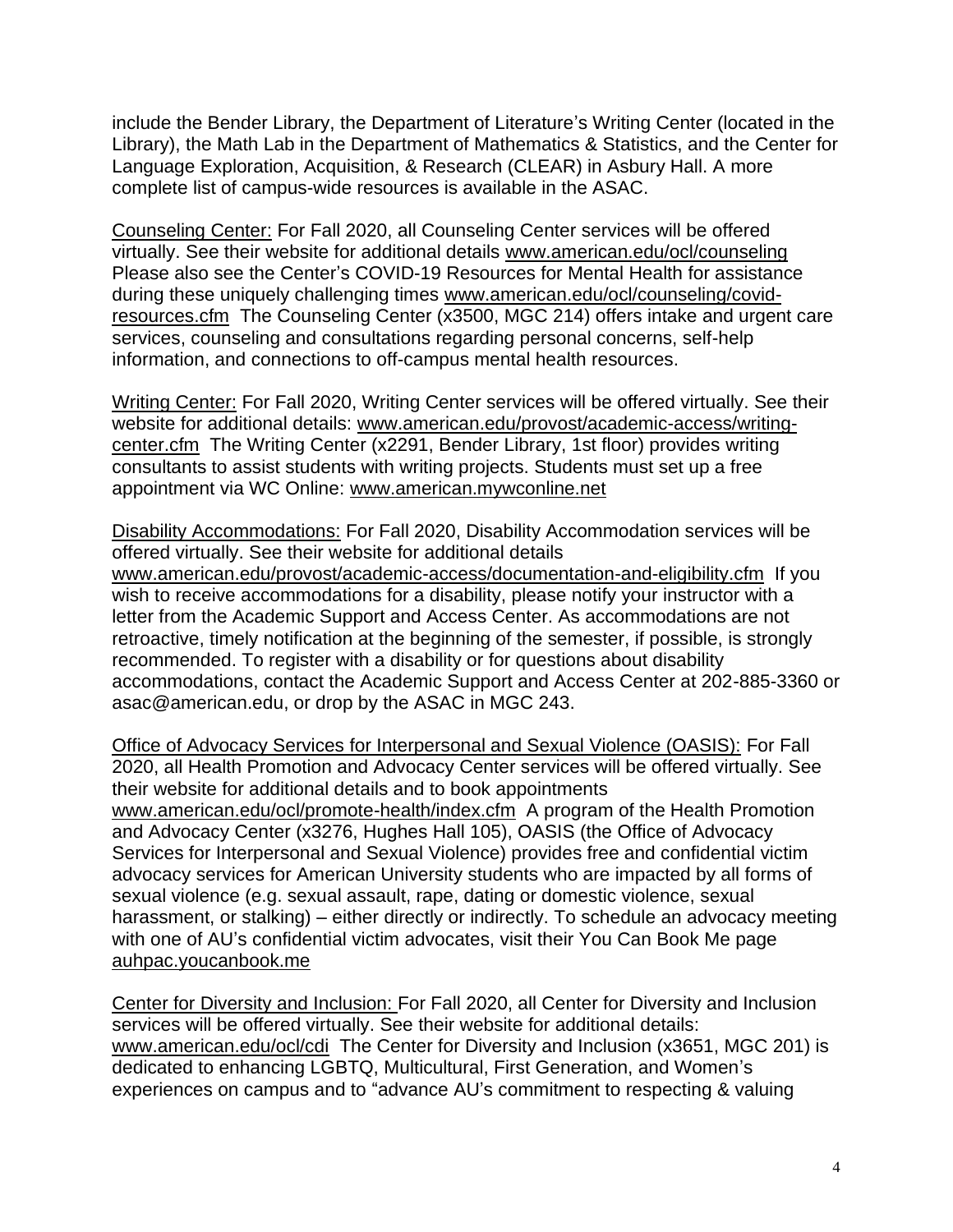include the Bender Library, the Department of Literature's Writing Center (located in the Library), the Math Lab in the Department of Mathematics & Statistics, and the Center for Language Exploration, Acquisition, & Research (CLEAR) in Asbury Hall. A more complete list of campus-wide resources is available in the ASAC.

Counseling Center: For Fall 2020, all Counseling Center services will be offered virtually. See their website for additional details www.american.edu/ocl/counseling Please also see the Center's COVID-19 Resources for Mental Health for assistance during these uniquely challenging times www.american.edu/ocl/counseling/covid-resources.cfm The Counseling Center (x3500, MGC 214) offers intake and urgent care services, counseling and consultations regarding personal concerns, self-help information, and connections to off-campus mental health resources.

Writing Center: For Fall 2020, Writing Center services will be offered virtually. See their website for additional details: www.american.edu/provost/academic-access/writing-center.cfm The Writing Center (x2291, Bender Library, 1st floor) provides writing consultants to assist students with writing projects. Students must set up a free appointment via WC Online: www.american.mywconline.net

Disability Accommodations: For Fall 2020, Disability Accommodation services will be offered virtually. See their website for additional details www.american.edu/provost/academic-access/documentation-and-eligibility.cfm If you wish to receive accommodations for a disability, please notify your instructor with a letter from the Academic Support and Access Center. As accommodations are not retroactive, timely notification at the beginning of the semester, if possible, is strongly recommended. To register with a disability or for questions about disability accommodations, contact the Academic Support and Access Center at 202-885-3360 or asac@american.edu, or drop by the ASAC in MGC 243.

Office of Advocacy Services for Interpersonal and Sexual Violence (OASIS): For Fall 2020, all Health Promotion and Advocacy Center services will be offered virtually. See their website for additional details and to book appointments www.american.edu/ocl/promote-health/index.cfm A program of the Health Promotion and Advocacy Center (x3276, Hughes Hall 105), OASIS (the Office of Advocacy Services for Interpersonal and Sexual Violence) provides free and confidential victim advocacy services for American University students who are impacted by all forms of sexual violence (e.g. sexual assault, rape, dating or domestic violence, sexual harassment, or stalking) – either directly or indirectly. To schedule an advocacy meeting with one of AU's confidential victim advocates, visit their You Can Book Me page auhpac.youcanbook.me

Center for Diversity and Inclusion: For Fall 2020, all Center for Diversity and Inclusion services will be offered virtually. See their website for additional details: www.american.edu/ocl/cdi The Center for Diversity and Inclusion (x3651, MGC 201) is dedicated to enhancing LGBTQ, Multicultural, First Generation, and Women's experiences on campus and to "advance AU's commitment to respecting & valuing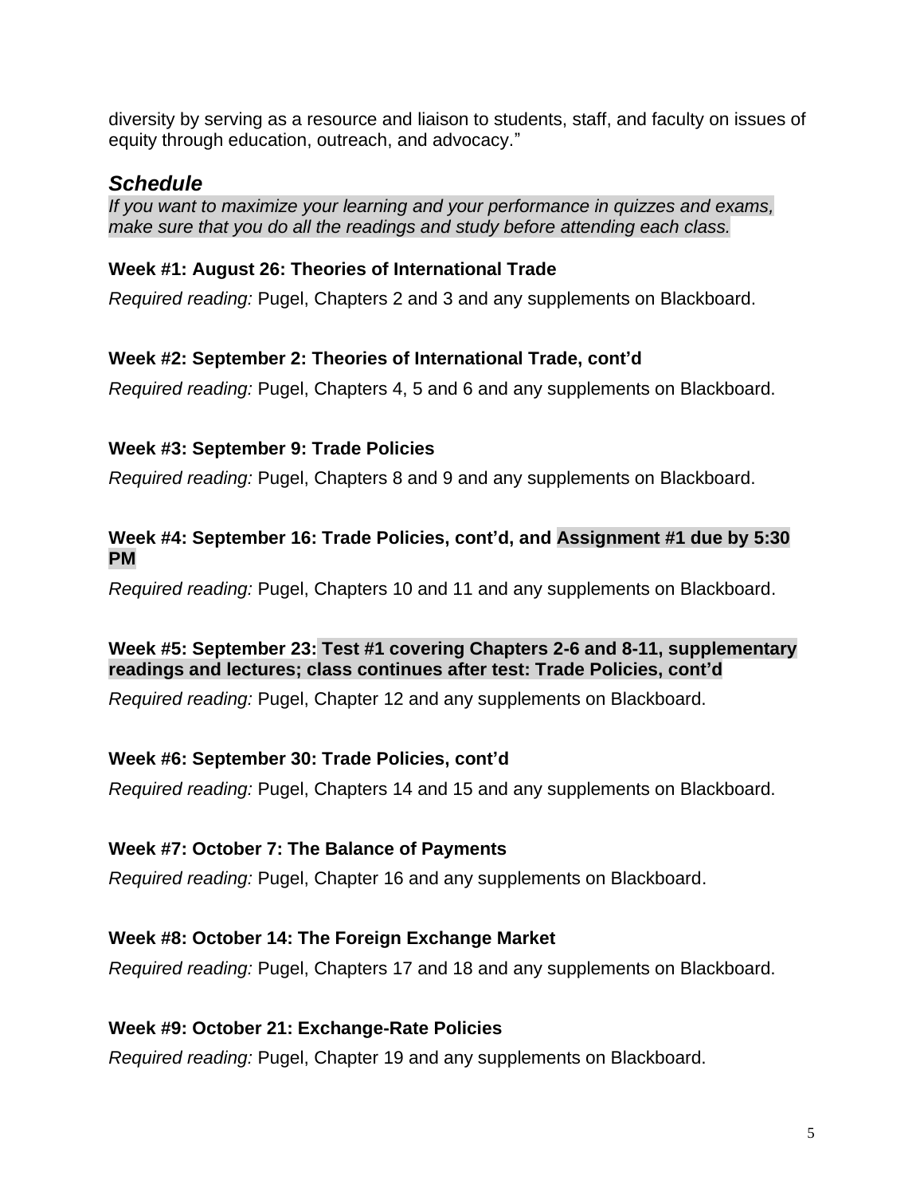diversity by serving as a resource and liaison to students, staff, and faculty on issues of equity through education, outreach, and advocacy."

## *Schedule*

*If you want to maximize your learning and your performance in quizzes and exams, make sure that you do all the readings and study before attending each class.*

**Week #1: August 26: Theories of International Trade**

*Required reading:* Pugel, Chapters 2 and 3 and any supplements on Blackboard.

**Week #2: September 2: Theories of International Trade, cont'd**

*Required reading:* Pugel, Chapters 4, 5 and 6 and any supplements on Blackboard.

**Week #3: September 9: Trade Policies**

*Required reading:* Pugel, Chapters 8 and 9 and any supplements on Blackboard.

**Week #4: September 16: Trade Policies, cont'd, and Assignment #1 due by 5:30 PM**

*Required reading:* Pugel, Chapters 10 and 11 and any supplements on Blackboard.

**Week #5: September 23: Test #1 covering Chapters 2-6 and 8-11, supplementary readings and lectures; class continues after test: Trade Policies, cont'd**

*Required reading:* Pugel, Chapter 12 and any supplements on Blackboard.

**Week #6: September 30: Trade Policies, cont'd**

*Required reading:* Pugel, Chapters 14 and 15 and any supplements on Blackboard.

**Week #7: October 7: The Balance of Payments**

*Required reading:* Pugel, Chapter 16 and any supplements on Blackboard.

**Week #8: October 14: The Foreign Exchange Market**

*Required reading:* Pugel, Chapters 17 and 18 and any supplements on Blackboard.

**Week #9: October 21: Exchange-Rate Policies**

*Required reading:* Pugel, Chapter 19 and any supplements on Blackboard.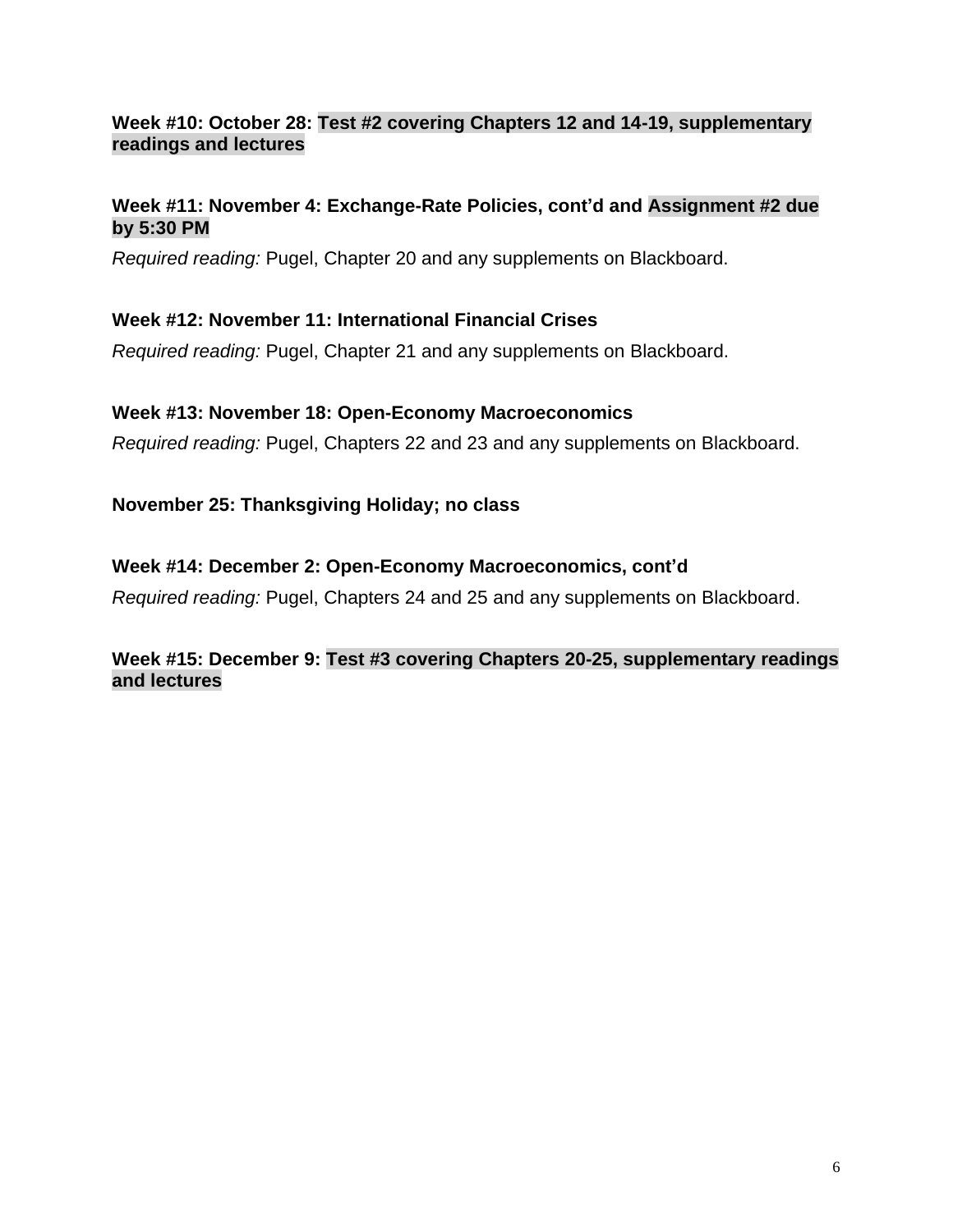**Week #10: October 28: Test #2 covering Chapters 12 and 14-19, supplementary readings and lectures**

**Week #11: November 4: Exchange-Rate Policies, cont'd and Assignment #2 due by 5:30 PM**

*Required reading:* Pugel, Chapter 20 and any supplements on Blackboard.

**Week #12: November 11: International Financial Crises**

*Required reading:* Pugel, Chapter 21 and any supplements on Blackboard.

**Week #13: November 18: Open-Economy Macroeconomics**

*Required reading:* Pugel, Chapters 22 and 23 and any supplements on Blackboard.

**November 25: Thanksgiving Holiday; no class**

**Week #14: December 2: Open-Economy Macroeconomics, cont'd**

*Required reading:* Pugel, Chapters 24 and 25 and any supplements on Blackboard.

**Week #15: December 9: Test #3 covering Chapters 20-25, supplementary readings and lectures**